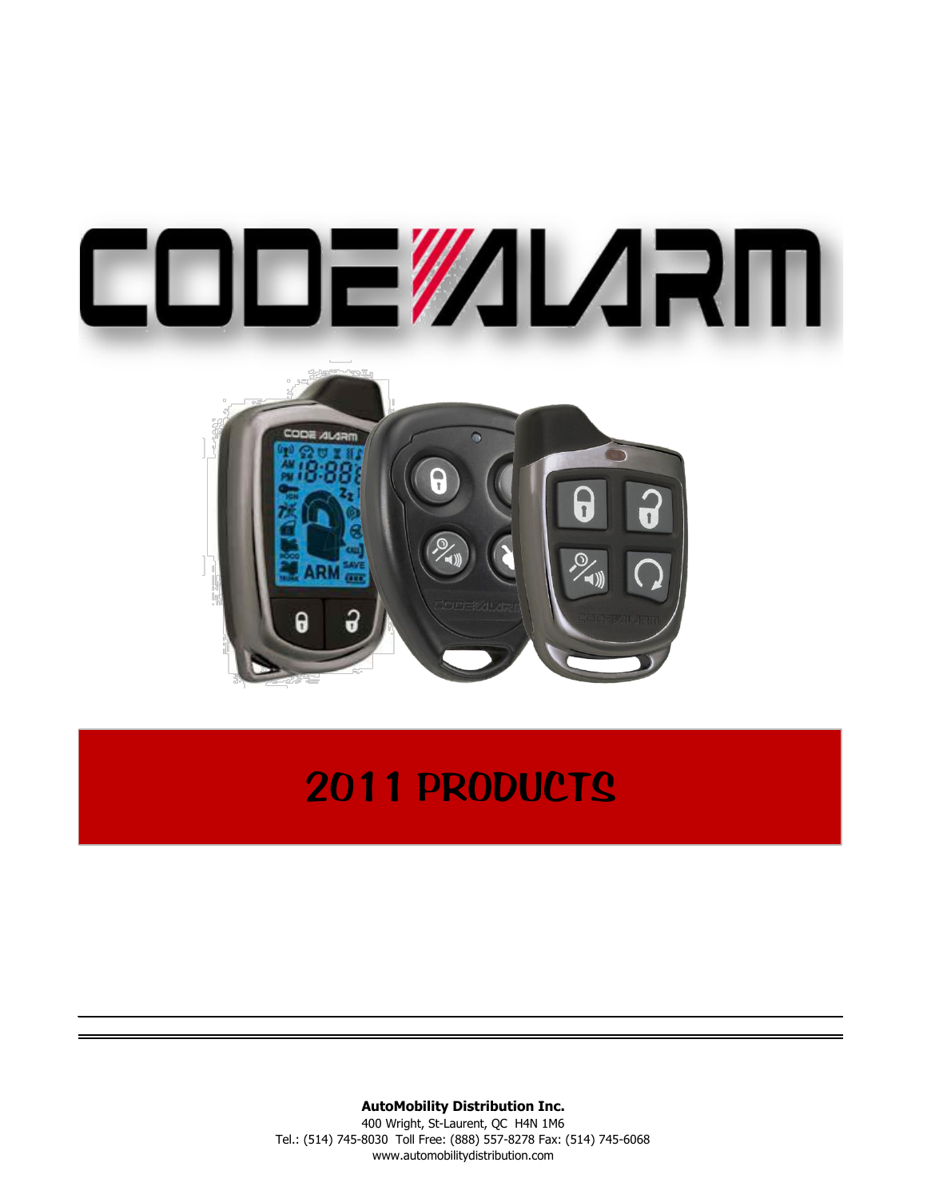# CODE ALARM

# 2011 PRODUCTS

**AutoMobility Distribution Inc.**
400 Wright, St-Laurent, QC  H4N 1M6
Tel.: (514) 745-8030  Toll Free: (888) 557-8278 Fax: (514) 745-6068
www.automobilitydistribution.com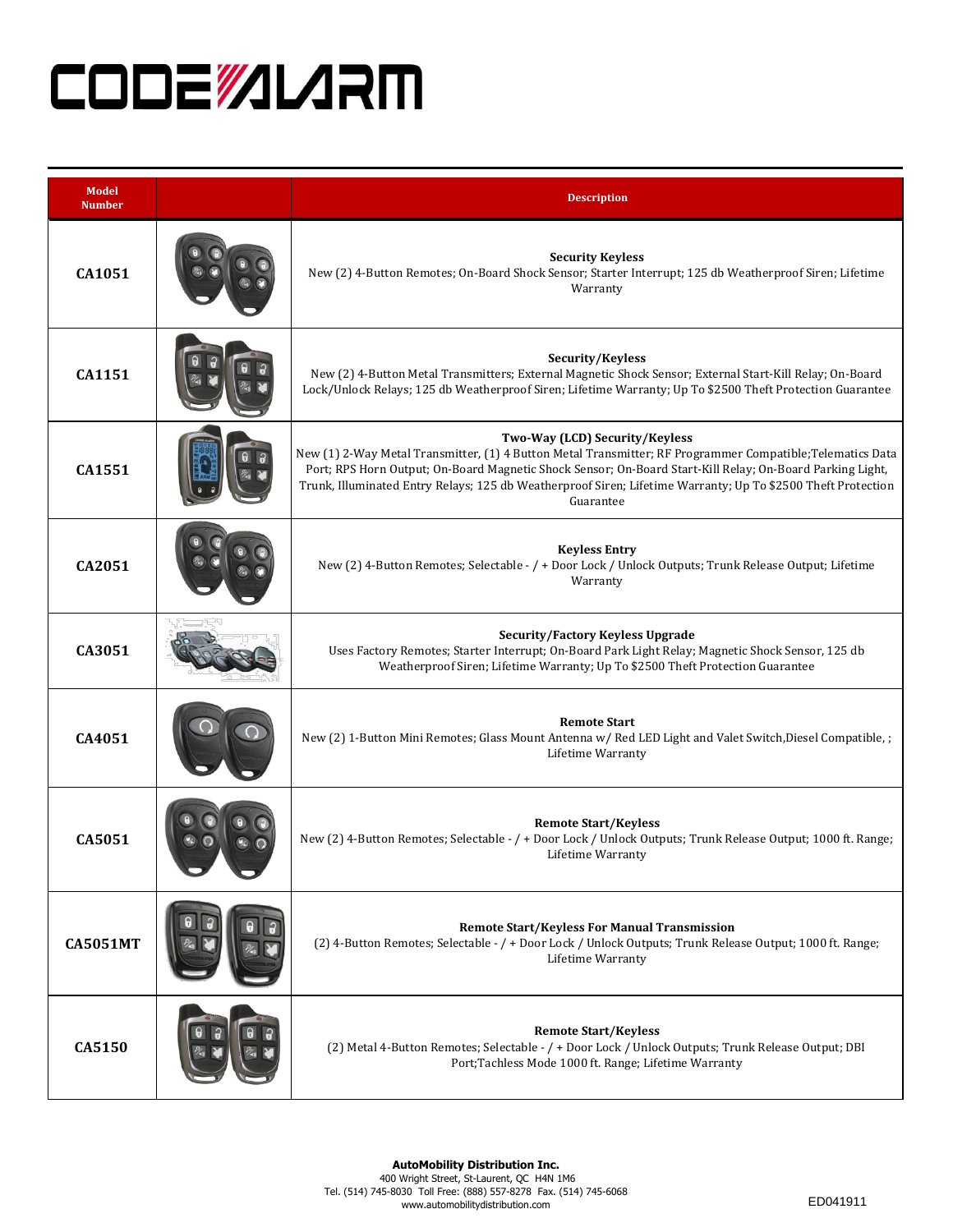# CODE ALARM

| Model Number | | Description |
|---|---|---|
| CA1051 | | **Security Keyless**<br>New (2) 4-Button Remotes; On-Board Shock Sensor; Starter Interrupt; 125 db Weatherproof Siren; Lifetime Warranty |
| CA1151 | | **Security/Keyless**<br>New (2) 4-Button Metal Transmitters; External Magnetic Shock Sensor; External Start-Kill Relay; On-Board Lock/Unlock Relays; 125 db Weatherproof Siren; Lifetime Warranty; Up To $2500 Theft Protection Guarantee |
| CA1551 | | **Two-Way (LCD) Security/Keyless**<br>New (1) 2-Way Metal Transmitter, (1) 4 Button Metal Transmitter; RF Programmer Compatible;Telematics Data Port; RPS Horn Output; On-Board Magnetic Shock Sensor; On-Board Start-Kill Relay; On-Board Parking Light, Trunk, Illuminated Entry Relays; 125 db Weatherproof Siren; Lifetime Warranty; Up To $2500 Theft Protection Guarantee |
| CA2051 | | **Keyless Entry**<br>New (2) 4-Button Remotes; Selectable - / + Door Lock / Unlock Outputs; Trunk Release Output; Lifetime Warranty |
| CA3051 | | **Security/Factory Keyless Upgrade**<br>Uses Factory Remotes; Starter Interrupt; On-Board Park Light Relay; Magnetic Shock Sensor, 125 db Weatherproof Siren; Lifetime Warranty; Up To $2500 Theft Protection Guarantee |
| CA4051 | | **Remote Start**<br>New (2) 1-Button Mini Remotes; Glass Mount Antenna w/ Red LED Light and Valet Switch,Diesel Compatible, ; Lifetime Warranty |
| CA5051 | | **Remote Start/Keyless**<br>New (2) 4-Button Remotes; Selectable - / + Door Lock / Unlock Outputs; Trunk Release Output; 1000 ft. Range; Lifetime Warranty |
| CA5051MT | | **Remote Start/Keyless For Manual Transmission**<br>(2) 4-Button Remotes; Selectable - / + Door Lock / Unlock Outputs; Trunk Release Output; 1000 ft. Range; Lifetime Warranty |
| CA5150 | | **Remote Start/Keyless**<br>(2) Metal 4-Button Remotes; Selectable - / + Door Lock / Unlock Outputs; Trunk Release Output; DBI Port;Tachless Mode 1000 ft. Range; Lifetime Warranty |

**AutoMobility Distribution Inc.**
400 Wright Street, St-Laurent, QC H4N 1M6
Tel. (514) 745-8030 Toll Free: (888) 557-8278 Fax. (514) 745-6068
www.automobilitydistribution.com

ED041911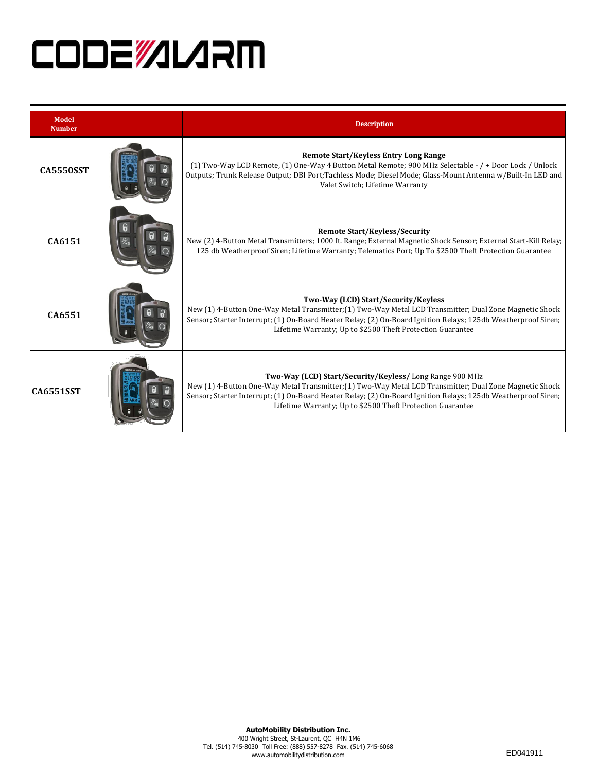# CODE ALARM

| Model Number | | Description |
|---|---|---|
| **CA5550SST** | | **Remote Start/Keyless Entry Long Range** (1) Two-Way LCD Remote, (1) One-Way 4 Button Metal Remote; 900 MHz Selectable - / + Door Lock / Unlock Outputs; Trunk Release Output; DBI Port;Tachless Mode; Diesel Mode; Glass-Mount Antenna w/Built-In LED and Valet Switch; Lifetime Warranty |
| **CA6151** | | **Remote Start/Keyless/Security** New (2) 4-Button Metal Transmitters; 1000 ft. Range; External Magnetic Shock Sensor; External Start-Kill Relay; 125 db Weatherproof Siren; Lifetime Warranty; Telematics Port; Up To $2500 Theft Protection Guarantee |
| **CA6551** | | **Two-Way (LCD) Start/Security/Keyless** New (1) 4-Button One-Way Metal Transmitter;(1) Two-Way Metal LCD Transmitter; Dual Zone Magnetic Shock Sensor; Starter Interrupt; (1) On-Board Heater Relay; (2) On-Board Ignition Relays; 125db Weatherproof Siren; Lifetime Warranty; Up to $2500 Theft Protection Guarantee |
| **CA6551SST** | | **Two-Way (LCD) Start/Security/Keyless/** Long Range 900 MHz New (1) 4-Button One-Way Metal Transmitter;(1) Two-Way Metal LCD Transmitter; Dual Zone Magnetic Shock Sensor; Starter Interrupt; (1) On-Board Heater Relay; (2) On-Board Ignition Relays; 125db Weatherproof Siren; Lifetime Warranty; Up to $2500 Theft Protection Guarantee |

**AutoMobility Distribution Inc.**
400 Wright Street, St-Laurent, QC H4N 1M6
Tel. (514) 745-8030 Toll Free: (888) 557-8278 Fax. (514) 745-6068
www.automobilitydistribution.com

ED041911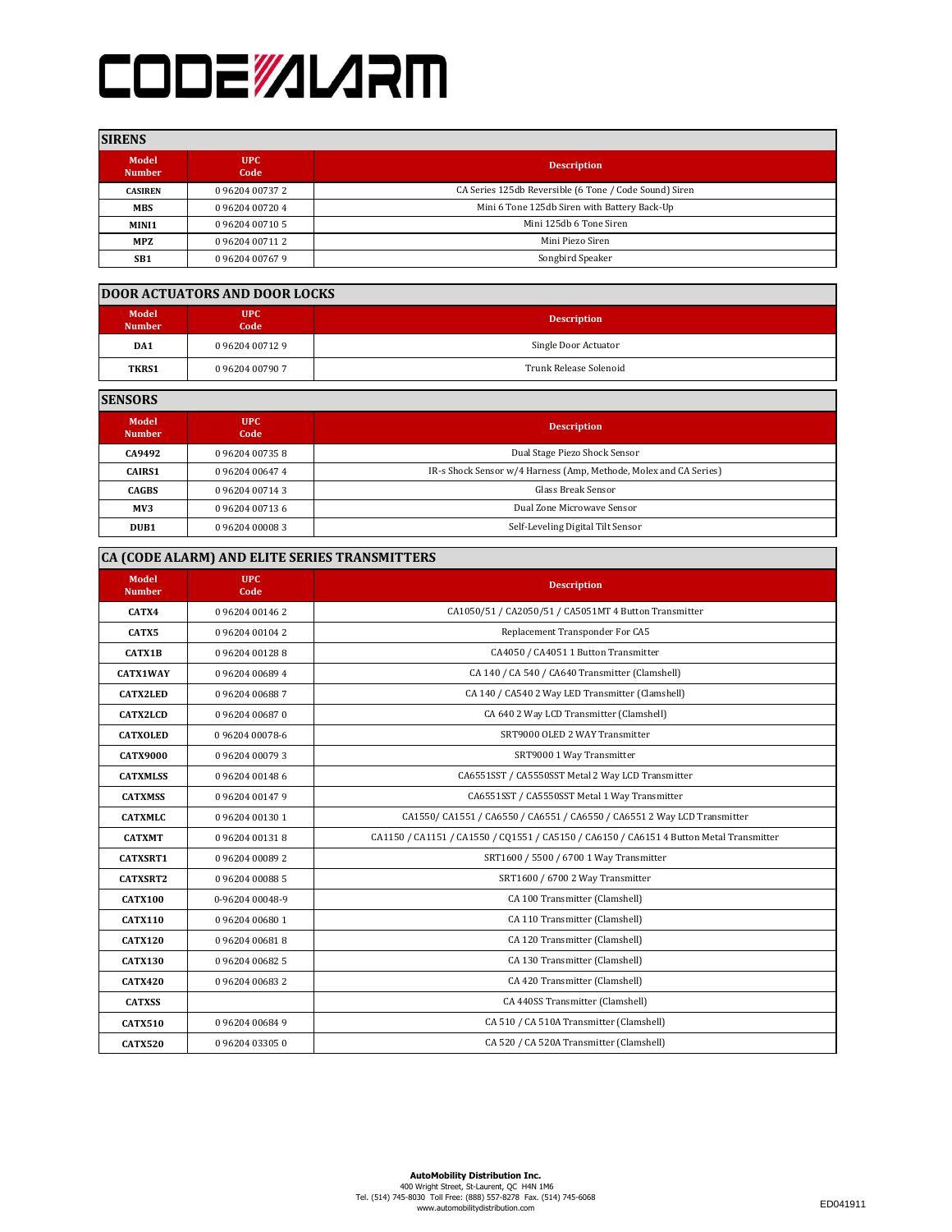# CODE ALARM

## SIRENS

| Model Number | UPC Code | Description |
|---|---|---|
| CASIREN | 0 96204 00737 2 | CA Series 125db Reversible (6 Tone / Code Sound) Siren |
| MBS | 0 96204 00720 4 | Mini 6 Tone 125db Siren with Battery Back-Up |
| MINI1 | 0 96204 00710 5 | Mini 125db 6 Tone Siren |
| MPZ | 0 96204 00711 2 | Mini Piezo Siren |
| SB1 | 0 96204 00767 9 | Songbird Speaker |

## DOOR ACTUATORS AND DOOR LOCKS

| Model Number | UPC Code | Description |
|---|---|---|
| DA1 | 0 96204 00712 9 | Single Door Actuator |
| TKRS1 | 0 96204 00790 7 | Trunk Release Solenoid |

## SENSORS

| Model Number | UPC Code | Description |
|---|---|---|
| CA9492 | 0 96204 00735 8 | Dual Stage Piezo Shock Sensor |
| CAIRS1 | 0 96204 00647 4 | IR-s Shock Sensor w/4 Harness (Amp, Methode, Molex and CA Series) |
| CAGBS | 0 96204 00714 3 | Glass Break Sensor |
| MV3 | 0 96204 00713 6 | Dual Zone Microwave Sensor |
| DUB1 | 0 96204 00008 3 | Self-Leveling Digital Tilt Sensor |

## CA (CODE ALARM) AND ELITE SERIES TRANSMITTERS

| Model Number | UPC Code | Description |
|---|---|---|
| CATX4 | 0 96204 00146 2 | CA1050/51 / CA2050/51 / CA5051MT 4 Button Transmitter |
| CATX5 | 0 96204 00104 2 | Replacement Transponder For CA5 |
| CATX1B | 0 96204 00128 8 | CA4050 / CA4051 1 Button Transmitter |
| CATX1WAY | 0 96204 00689 4 | CA 140 / CA 540 / CA640 Transmitter (Clamshell) |
| CATX2LED | 0 96204 00688 7 | CA 140 / CA540 2 Way LED Transmitter (Clamshell) |
| CATX2LCD | 0 96204 00687 0 | CA 640 2 Way LCD Transmitter (Clamshell) |
| CATXOLED | 0 96204 00078-6 | SRT9000 OLED 2 WAY Transmitter |
| CATX9000 | 0 96204 00079 3 | SRT9000 1 Way Transmitter |
| CATXMLSS | 0 96204 00148 6 | CA6551SST / CA5550SST Metal 2 Way LCD Transmitter |
| CATXMSS | 0 96204 00147 9 | CA6551SST / CA5550SST Metal 1 Way Transmitter |
| CATXMLC | 0 96204 00130 1 | CA1550/ CA1551 / CA6550 / CA6551 / CA6550 / CA6551 2 Way LCD Transmitter |
| CATXMT | 0 96204 00131 8 | CA1150 / CA1151 / CA1550 / CQ1551 / CA5150 / CA6150 / CA6151 4 Button Metal Transmitter |
| CATXSRT1 | 0 96204 00089 2 | SRT1600 / 5500 / 6700 1 Way Transmitter |
| CATXSRT2 | 0 96204 00088 5 | SRT1600 / 6700 2 Way Transmitter |
| CATX100 | 0-96204 00048-9 | CA 100 Transmitter (Clamshell) |
| CATX110 | 0 96204 00680 1 | CA 110 Transmitter (Clamshell) |
| CATX120 | 0 96204 00681 8 | CA 120 Transmitter (Clamshell) |
| CATX130 | 0 96204 00682 5 | CA 130 Transmitter (Clamshell) |
| CATX420 | 0 96204 00683 2 | CA 420 Transmitter (Clamshell) |
| CATXSS | | CA 440SS Transmitter (Clamshell) |
| CATX510 | 0 96204 00684 9 | CA 510 / CA 510A Transmitter (Clamshell) |
| CATX520 | 0 96204 03305 0 | CA 520 / CA 520A Transmitter (Clamshell) |

**AutoMobility Distribution Inc.**
400 Wright Street, St-Laurent, QC H4N 1M6
Tel. (514) 745-8030 Toll Free: (888) 557-8278 Fax. (514) 745-6068
www.automobilitydistribution.com

ED041911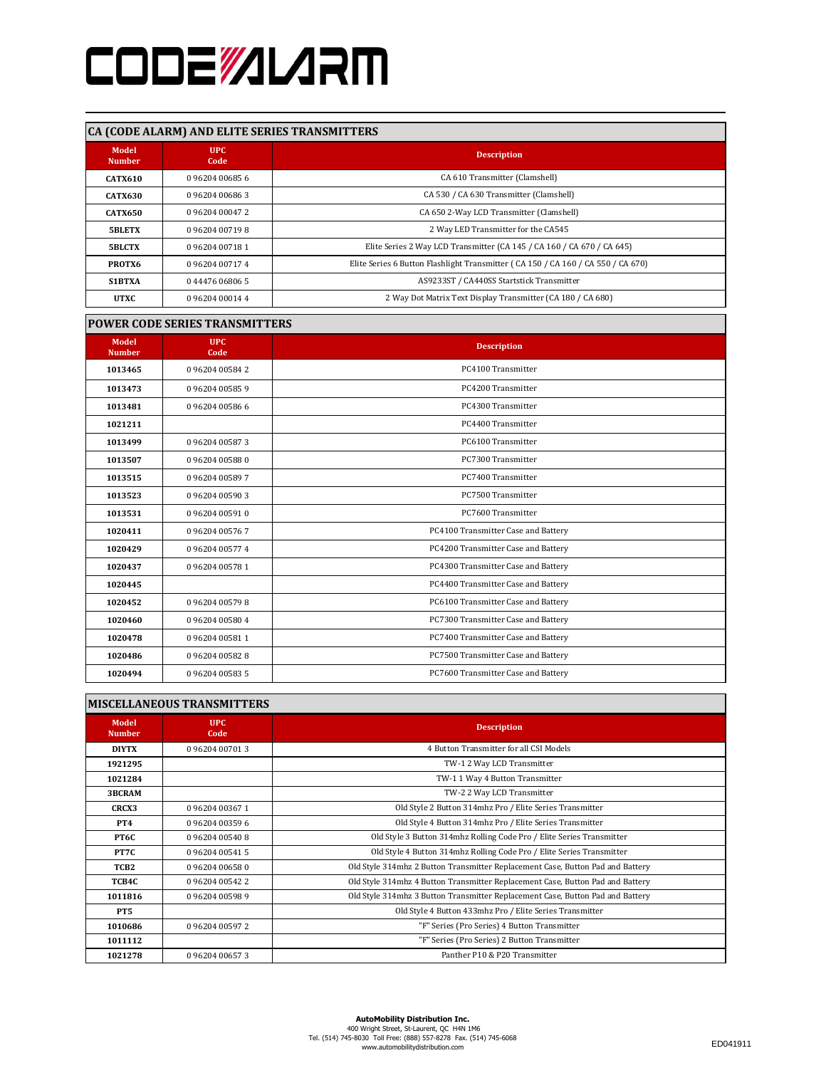# CODE ALARM

## CA (CODE ALARM) AND ELITE SERIES TRANSMITTERS

| Model Number | UPC Code | Description |
|---|---|---|
| CATX610 | 0 96204 00685 6 | CA 610 Transmitter (Clamshell) |
| CATX630 | 0 96204 00686 3 | CA 530 / CA 630 Transmitter (Clamshell) |
| CATX650 | 0 96204 00047 2 | CA 650 2-Way LCD Transmitter (Clamshell) |
| 5BLETX | 0 96204 00719 8 | 2 Way LED Transmitter for the CA545 |
| 5BLCTX | 0 96204 00718 1 | Elite Series 2 Way LCD Transmitter (CA 145 / CA 160 / CA 670 / CA 645) |
| PROTX6 | 0 96204 00717 4 | Elite Series 6 Button Flashlight Transmitter ( CA 150 / CA 160 / CA 550 / CA 670) |
| S1BTXA | 0 44476 06806 5 | AS9233ST / CA440SS Startstick Transmitter |
| UTXC | 0 96204 00014 4 | 2 Way Dot Matrix Text Display Transmitter (CA 180 / CA 680) |

## POWER CODE SERIES TRANSMITTERS

| Model Number | UPC Code | Description |
|---|---|---|
| 1013465 | 0 96204 00584 2 | PC4100 Transmitter |
| 1013473 | 0 96204 00585 9 | PC4200 Transmitter |
| 1013481 | 0 96204 00586 6 | PC4300 Transmitter |
| 1021211 | | PC4400 Transmitter |
| 1013499 | 0 96204 00587 3 | PC6100 Transmitter |
| 1013507 | 0 96204 00588 0 | PC7300 Transmitter |
| 1013515 | 0 96204 00589 7 | PC7400 Transmitter |
| 1013523 | 0 96204 00590 3 | PC7500 Transmitter |
| 1013531 | 0 96204 00591 0 | PC7600 Transmitter |
| 1020411 | 0 96204 00576 7 | PC4100 Transmitter Case and Battery |
| 1020429 | 0 96204 00577 4 | PC4200 Transmitter Case and Battery |
| 1020437 | 0 96204 00578 1 | PC4300 Transmitter Case and Battery |
| 1020445 | | PC4400 Transmitter Case and Battery |
| 1020452 | 0 96204 00579 8 | PC6100 Transmitter Case and Battery |
| 1020460 | 0 96204 00580 4 | PC7300 Transmitter Case and Battery |
| 1020478 | 0 96204 00581 1 | PC7400 Transmitter Case and Battery |
| 1020486 | 0 96204 00582 8 | PC7500 Transmitter Case and Battery |
| 1020494 | 0 96204 00583 5 | PC7600 Transmitter Case and Battery |

## MISCELLANEOUS TRANSMITTERS

| Model Number | UPC Code | Description |
|---|---|---|
| DIYTX | 0 96204 00701 3 | 4 Button Transmitter for all CSI Models |
| 1921295 | | TW-1 2 Way LCD Transmitter |
| 1021284 | | TW-1 1 Way 4 Button Transmitter |
| 3BCRAM | | TW-2 2 Way LCD Transmitter |
| CRCX3 | 0 96204 00367 1 | Old Style 2 Button 314mhz Pro / Elite Series Transmitter |
| PT4 | 0 96204 00359 6 | Old Style 4 Button 314mhz Pro / Elite Series Transmitter |
| PT6C | 0 96204 00540 8 | Old Style 3 Button 314mhz Rolling Code Pro / Elite Series Transmitter |
| PT7C | 0 96204 00541 5 | Old Style 4 Button 314mhz Rolling Code Pro / Elite Series Transmitter |
| TCB2 | 0 96204 00658 0 | Old Style 314mhz 2 Button Transmitter Replacement Case, Button Pad and Battery |
| TCB4C | 0 96204 00542 2 | Old Style 314mhz 4 Button Transmitter Replacement Case, Button Pad and Battery |
| 1011816 | 0 96204 00598 9 | Old Style 314mhz 3 Button Transmitter Replacement Case, Button Pad and Battery |
| PT5 | | Old Style 4 Button 433mhz Pro / Elite Series Transmitter |
| 1010686 | 0 96204 00597 2 | "F" Series (Pro Series) 4 Button Transmitter |
| 1011112 | | "F" Series (Pro Series) 2 Button Transmitter |
| 1021278 | 0 96204 00657 3 | Panther P10 & P20 Transmitter |

**AutoMobility Distribution Inc.**
400 Wright Street, St-Laurent, QC H4N 1M6
Tel. (514) 745-8030 Toll Free: (888) 557-8278 Fax. (514) 745-6068
www.automobilitydistribution.com

ED041911